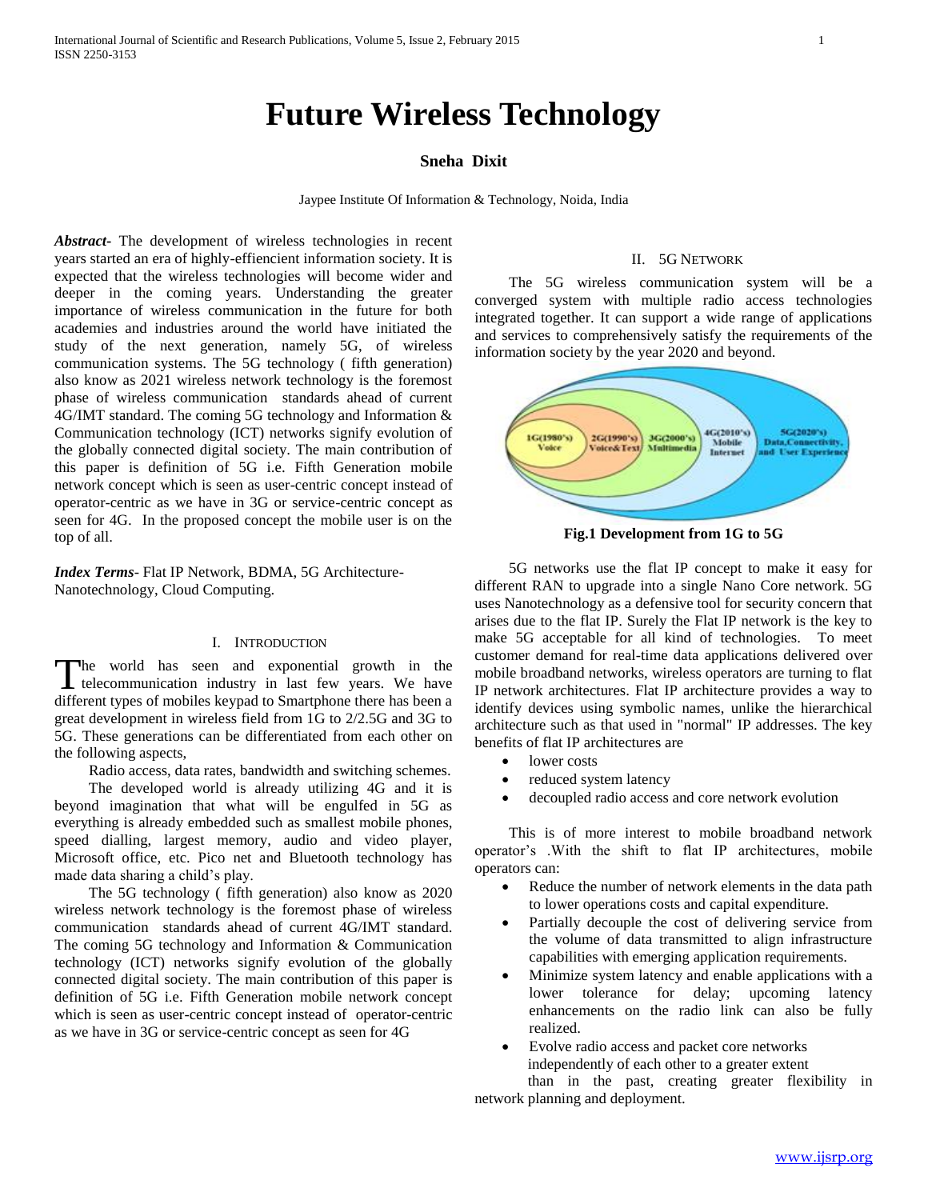# Future Wireless Technology

**Sneha Dixit**

Jaypee Institute Of Information & Technology, Noida, India

***Abstract***- The development of wireless technologies in recent years started an era of highly-effiencient information society. It is expected that the wireless technologies will become wider and deeper in the coming years. Understanding the greater importance of wireless communication in the future for both academies and industries around the world have initiated the study of the next generation, namely 5G, of wireless communication systems. The 5G technology ( fifth generation) also know as 2021 wireless network technology is the foremost phase of wireless communication standards ahead of current 4G/IMT standard. The coming 5G technology and Information & Communication technology (ICT) networks signify evolution of the globally connected digital society. The main contribution of this paper is definition of 5G i.e. Fifth Generation mobile network concept which is seen as user-centric concept instead of operator-centric as we have in 3G or service-centric concept as seen for 4G. In the proposed concept the mobile user is on the top of all.

***Index Terms***- Flat IP Network, BDMA, 5G Architecture-Nanotechnology, Cloud Computing.

## I. Introduction

The world has seen and exponential growth in the telecommunication industry in last few years. We have different types of mobiles keypad to Smartphone there has been a great development in wireless field from 1G to 2/2.5G and 3G to 5G. These generations can be differentiated from each other on the following aspects,

Radio access, data rates, bandwidth and switching schemes.

The developed world is already utilizing 4G and it is beyond imagination that what will be engulfed in 5G as everything is already embedded such as smallest mobile phones, speed dialling, largest memory, audio and video player, Microsoft office, etc. Pico net and Bluetooth technology has made data sharing a child's play.

The 5G technology ( fifth generation) also know as 2020 wireless network technology is the foremost phase of wireless communication standards ahead of current 4G/IMT standard. The coming 5G technology and Information & Communication technology (ICT) networks signify evolution of the globally connected digital society. The main contribution of this paper is definition of 5G i.e. Fifth Generation mobile network concept which is seen as user-centric concept instead of operator-centric as we have in 3G or service-centric concept as seen for 4G

## II. 5G Network

The 5G wireless communication system will be a converged system with multiple radio access technologies integrated together. It can support a wide range of applications and services to comprehensively satisfy the requirements of the information society by the year 2020 and beyond.

1G(1980's) Voice | 2G(1990's) Voice&Text | 3G(2000's) Multimedia | 4G(2010's) Mobile Internet | 5G(2020's) Data,Connectivity, and User Experience

**Fig.1 Development from 1G to 5G**

5G networks use the flat IP concept to make it easy for different RAN to upgrade into a single Nano Core network. 5G uses Nanotechnology as a defensive tool for security concern that arises due to the flat IP. Surely the Flat IP network is the key to make 5G acceptable for all kind of technologies. To meet customer demand for real-time data applications delivered over mobile broadband networks, wireless operators are turning to flat IP network architectures. Flat IP architecture provides a way to identify devices using symbolic names, unlike the hierarchical architecture such as that used in "normal" IP addresses. The key benefits of flat IP architectures are

- lower costs
- reduced system latency
- decoupled radio access and core network evolution

This is of more interest to mobile broadband network operator's .With the shift to flat IP architectures, mobile operators can:

- Reduce the number of network elements in the data path to lower operations costs and capital expenditure.
- Partially decouple the cost of delivering service from the volume of data transmitted to align infrastructure capabilities with emerging application requirements.
- Minimize system latency and enable applications with a lower tolerance for delay; upcoming latency enhancements on the radio link can also be fully realized.
- Evolve radio access and packet core networks independently of each other to a greater extent than in the past, creating greater flexibility in network planning and deployment.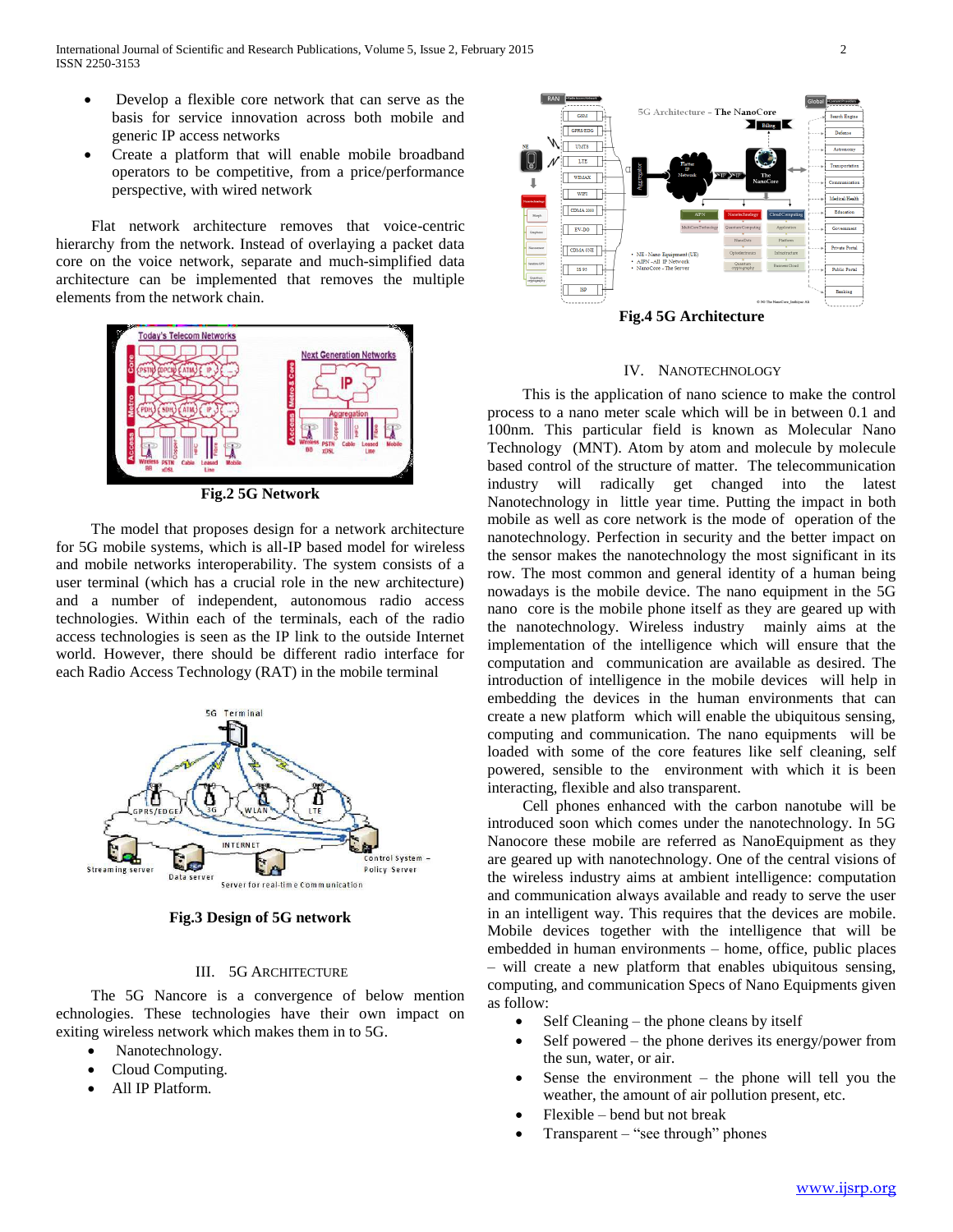- Develop a flexible core network that can serve as the basis for service innovation across both mobile and generic IP access networks
- Create a platform that will enable mobile broadband operators to be competitive, from a price/performance perspective, with wired network

Flat network architecture removes that voice-centric hierarchy from the network. Instead of overlaying a packet data core on the voice network, separate and much-simplified data architecture can be implemented that removes the multiple elements from the network chain.

**Fig.2 5G Network**

The model that proposes design for a network architecture for 5G mobile systems, which is all-IP based model for wireless and mobile networks interoperability. The system consists of a user terminal (which has a crucial role in the new architecture) and a number of independent, autonomous radio access technologies. Within each of the terminals, each of the radio access technologies is seen as the IP link to the outside Internet world. However, there should be different radio interface for each Radio Access Technology (RAT) in the mobile terminal

**Fig.3 Design of 5G network**

## III. 5G Architecture

The 5G Nancore is a convergence of below mention echnologies. These technologies have their own impact on exiting wireless network which makes them in to 5G.

- Nanotechnology.
- Cloud Computing.
- All IP Platform.

**Fig.4 5G Architecture**

## IV. Nanotechnology

This is the application of nano science to make the control process to a nano meter scale which will be in between 0.1 and 100nm. This particular field is known as Molecular Nano Technology (MNT). Atom by atom and molecule by molecule based control of the structure of matter. The telecommunication industry will radically get changed into the latest Nanotechnology in little year time. Putting the impact in both mobile as well as core network is the mode of operation of the nanotechnology. Perfection in security and the better impact on the sensor makes the nanotechnology the most significant in its row. The most common and general identity of a human being nowadays is the mobile device. The nano equipment in the 5G nano core is the mobile phone itself as they are geared up with the nanotechnology. Wireless industry mainly aims at the implementation of the intelligence which will ensure that the computation and communication are available as desired. The introduction of intelligence in the mobile devices will help in embedding the devices in the human environments that can create a new platform which will enable the ubiquitous sensing, computing and communication. The nano equipments will be loaded with some of the core features like self cleaning, self powered, sensible to the environment with which it is been interacting, flexible and also transparent.

Cell phones enhanced with the carbon nanotube will be introduced soon which comes under the nanotechnology. In 5G Nanocore these mobile are referred as NanoEquipment as they are geared up with nanotechnology. One of the central visions of the wireless industry aims at ambient intelligence: computation and communication always available and ready to serve the user in an intelligent way. This requires that the devices are mobile. Mobile devices together with the intelligence that will be embedded in human environments – home, office, public places – will create a new platform that enables ubiquitous sensing, computing, and communication Specs of Nano Equipments given as follow:

- Self Cleaning – the phone cleans by itself
- Self powered – the phone derives its energy/power from the sun, water, or air.
- Sense the environment – the phone will tell you the weather, the amount of air pollution present, etc.
- Flexible – bend but not break
- Transparent – "see through" phones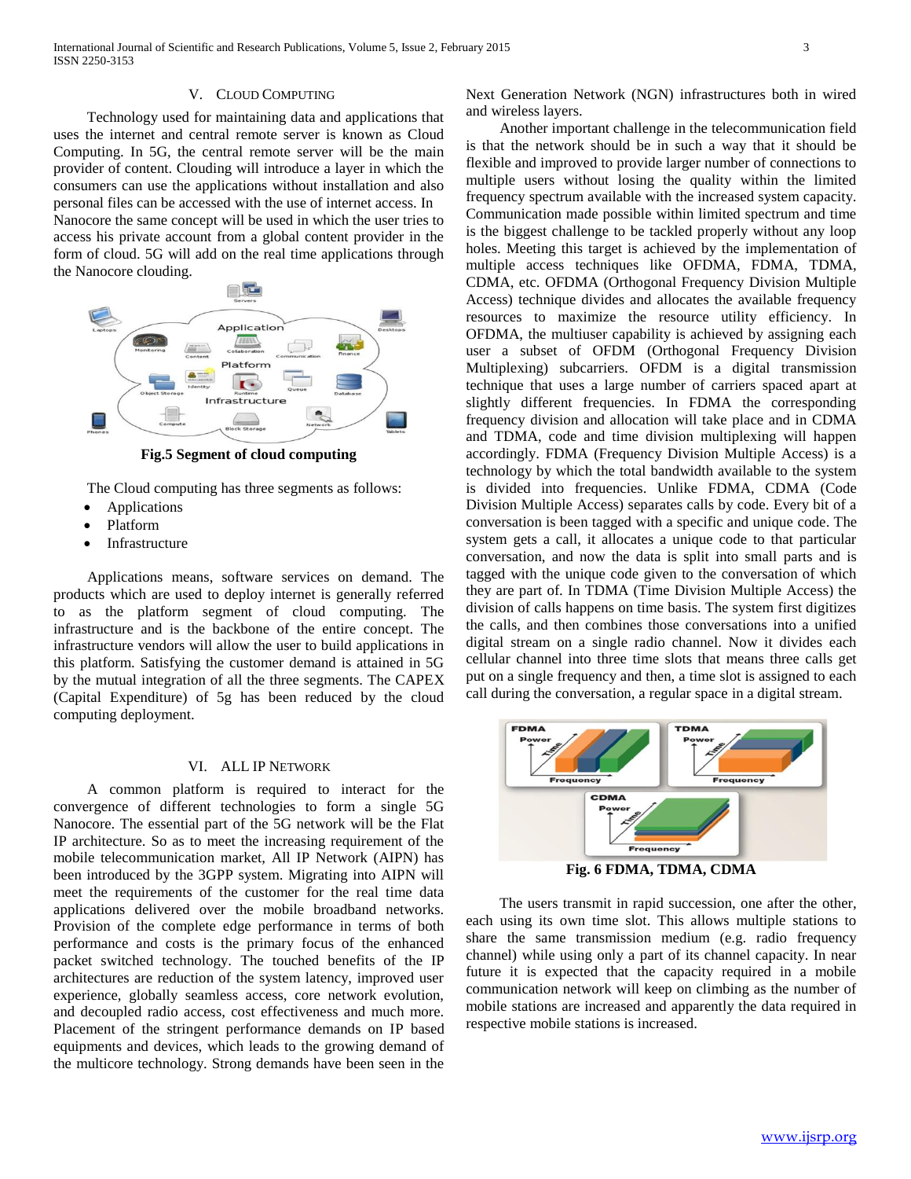## V. Cloud Computing

Technology used for maintaining data and applications that uses the internet and central remote server is known as Cloud Computing. In 5G, the central remote server will be the main provider of content. Clouding will introduce a layer in which the consumers can use the applications without installation and also personal files can be accessed with the use of internet access. In Nanocore the same concept will be used in which the user tries to access his private account from a global content provider in the form of cloud. 5G will add on the real time applications through the Nanocore clouding.

**Fig.5 Segment of cloud computing**

The Cloud computing has three segments as follows:

- Applications
- Platform
- Infrastructure

Applications means, software services on demand. The products which are used to deploy internet is generally referred to as the platform segment of cloud computing. The infrastructure and is the backbone of the entire concept. The infrastructure vendors will allow the user to build applications in this platform. Satisfying the customer demand is attained in 5G by the mutual integration of all the three segments. The CAPEX (Capital Expenditure) of 5g has been reduced by the cloud computing deployment.

## VI. All IP Network

A common platform is required to interact for the convergence of different technologies to form a single 5G Nanocore. The essential part of the 5G network will be the Flat IP architecture. So as to meet the increasing requirement of the mobile telecommunication market, All IP Network (AIPN) has been introduced by the 3GPP system. Migrating into AIPN will meet the requirements of the customer for the real time data applications delivered over the mobile broadband networks. Provision of the complete edge performance in terms of both performance and costs is the primary focus of the enhanced packet switched technology. The touched benefits of the IP architectures are reduction of the system latency, improved user experience, globally seamless access, core network evolution, and decoupled radio access, cost effectiveness and much more. Placement of the stringent performance demands on IP based equipments and devices, which leads to the growing demand of the multicore technology. Strong demands have been seen in the Next Generation Network (NGN) infrastructures both in wired and wireless layers.

Another important challenge in the telecommunication field is that the network should be in such a way that it should be flexible and improved to provide larger number of connections to multiple users without losing the quality within the limited frequency spectrum available with the increased system capacity. Communication made possible within limited spectrum and time is the biggest challenge to be tackled properly without any loop holes. Meeting this target is achieved by the implementation of multiple access techniques like OFDMA, FDMA, TDMA, CDMA, etc. OFDMA (Orthogonal Frequency Division Multiple Access) technique divides and allocates the available frequency resources to maximize the resource utility efficiency. In OFDMA, the multiuser capability is achieved by assigning each user a subset of OFDM (Orthogonal Frequency Division Multiplexing) subcarriers. OFDM is a digital transmission technique that uses a large number of carriers spaced apart at slightly different frequencies. In FDMA the corresponding frequency division and allocation will take place and in CDMA and TDMA, code and time division multiplexing will happen accordingly. FDMA (Frequency Division Multiple Access) is a technology by which the total bandwidth available to the system is divided into frequencies. Unlike FDMA, CDMA (Code Division Multiple Access) separates calls by code. Every bit of a conversation is been tagged with a specific and unique code. The system gets a call, it allocates a unique code to that particular conversation, and now the data is split into small parts and is tagged with the unique code given to the conversation of which they are part of. In TDMA (Time Division Multiple Access) the division of calls happens on time basis. The system first digitizes the calls, and then combines those conversations into a unified digital stream on a single radio channel. Now it divides each cellular channel into three time slots that means three calls get put on a single frequency and then, a time slot is assigned to each call during the conversation, a regular space in a digital stream.

**Fig. 6 FDMA, TDMA, CDMA**

The users transmit in rapid succession, one after the other, each using its own time slot. This allows multiple stations to share the same transmission medium (e.g. radio frequency channel) while using only a part of its channel capacity. In near future it is expected that the capacity required in a mobile communication network will keep on climbing as the number of mobile stations are increased and apparently the data required in respective mobile stations is increased.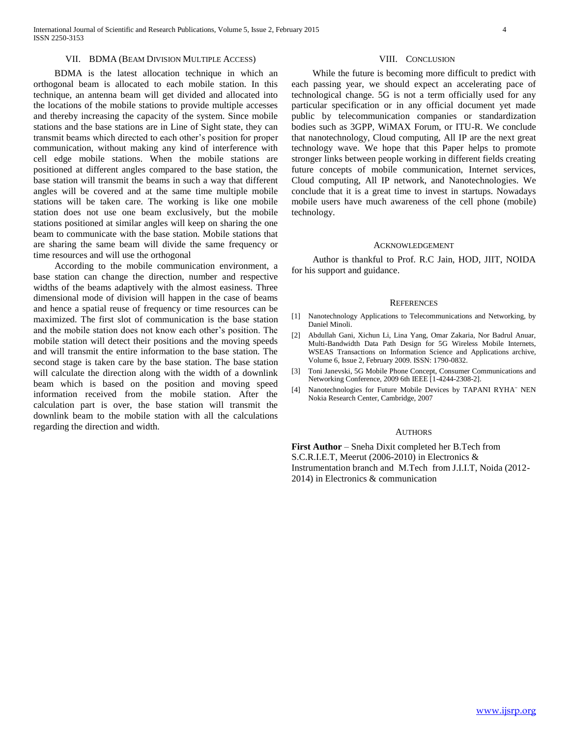## VII. BDMA (Beam Division Multiple Access)

BDMA is the latest allocation technique in which an orthogonal beam is allocated to each mobile station. In this technique, an antenna beam will get divided and allocated into the locations of the mobile stations to provide multiple accesses and thereby increasing the capacity of the system. Since mobile stations and the base stations are in Line of Sight state, they can transmit beams which directed to each other's position for proper communication, without making any kind of interference with cell edge mobile stations. When the mobile stations are positioned at different angles compared to the base station, the base station will transmit the beams in such a way that different angles will be covered and at the same time multiple mobile stations will be taken care. The working is like one mobile station does not use one beam exclusively, but the mobile stations positioned at similar angles will keep on sharing the one beam to communicate with the base station. Mobile stations that are sharing the same beam will divide the same frequency or time resources and will use the orthogonal

According to the mobile communication environment, a base station can change the direction, number and respective widths of the beams adaptively with the almost easiness. Three dimensional mode of division will happen in the case of beams and hence a spatial reuse of frequency or time resources can be maximized. The first slot of communication is the base station and the mobile station does not know each other's position. The mobile station will detect their positions and the moving speeds and will transmit the entire information to the base station. The second stage is taken care by the base station. The base station will calculate the direction along with the width of a downlink beam which is based on the position and moving speed information received from the mobile station. After the calculation part is over, the base station will transmit the downlink beam to the mobile station with all the calculations regarding the direction and width.

## VIII. Conclusion

While the future is becoming more difficult to predict with each passing year, we should expect an accelerating pace of technological change. 5G is not a term officially used for any particular specification or in any official document yet made public by telecommunication companies or standardization bodies such as 3GPP, WiMAX Forum, or ITU-R. We conclude that nanotechnology, Cloud computing, All IP are the next great technology wave. We hope that this Paper helps to promote stronger links between people working in different fields creating future concepts of mobile communication, Internet services, Cloud computing, All IP network, and Nanotechnologies. We conclude that it is a great time to invest in startups. Nowadays mobile users have much awareness of the cell phone (mobile) technology.

## Acknowledgement

Author is thankful to Prof. R.C Jain, HOD, JIIT, NOIDA for his support and guidance.

## References

[1] Nanotechnology Applications to Telecommunications and Networking, by Daniel Minoli.

[2] Abdullah Gani, Xichun Li, Lina Yang, Omar Zakaria, Nor Badrul Anuar, Multi-Bandwidth Data Path Design for 5G Wireless Mobile Internets, WSEAS Transactions on Information Science and Applications archive, Volume 6, Issue 2, February 2009. ISSN: 1790-0832.

[3] Toni Janevski, 5G Mobile Phone Concept, Consumer Communications and Networking Conference, 2009 6th IEEE [1-4244-2308-2].

[4] Nanotechnologies for Future Mobile Devices by TAPANI RYHA¨ NEN Nokia Research Center, Cambridge, 2007

## Authors

**First Author** – Sneha Dixit completed her B.Tech from S.C.R.I.E.T, Meerut (2006-2010) in Electronics & Instrumentation branch and M.Tech from J.I.I.T, Noida (2012-2014) in Electronics & communication